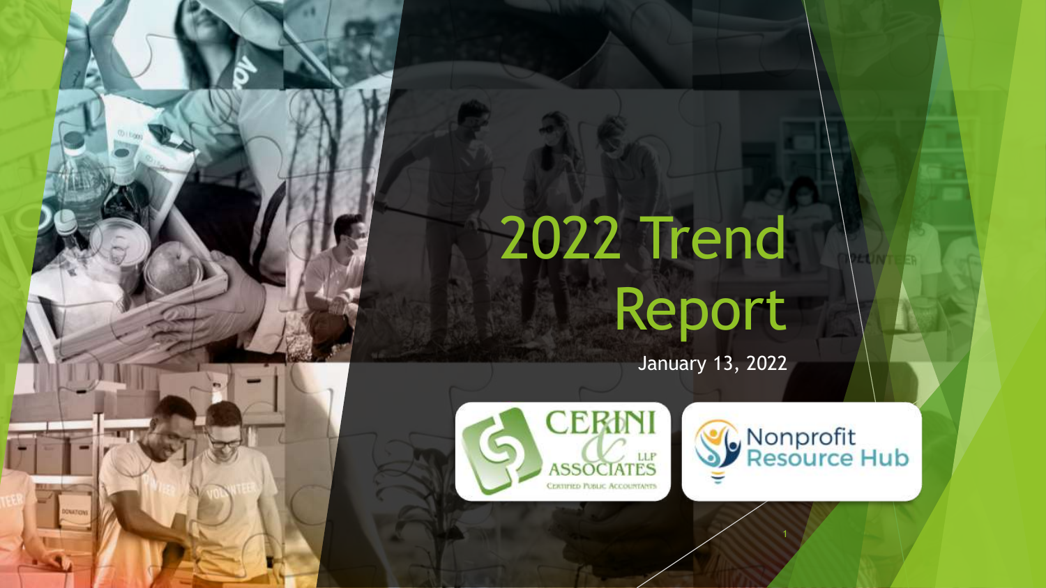# 2022 Trend Report

January 13, 2022

CERINI & ASSOCIATES LLP
Certified Public Accountants

Nonprofit Resource Hub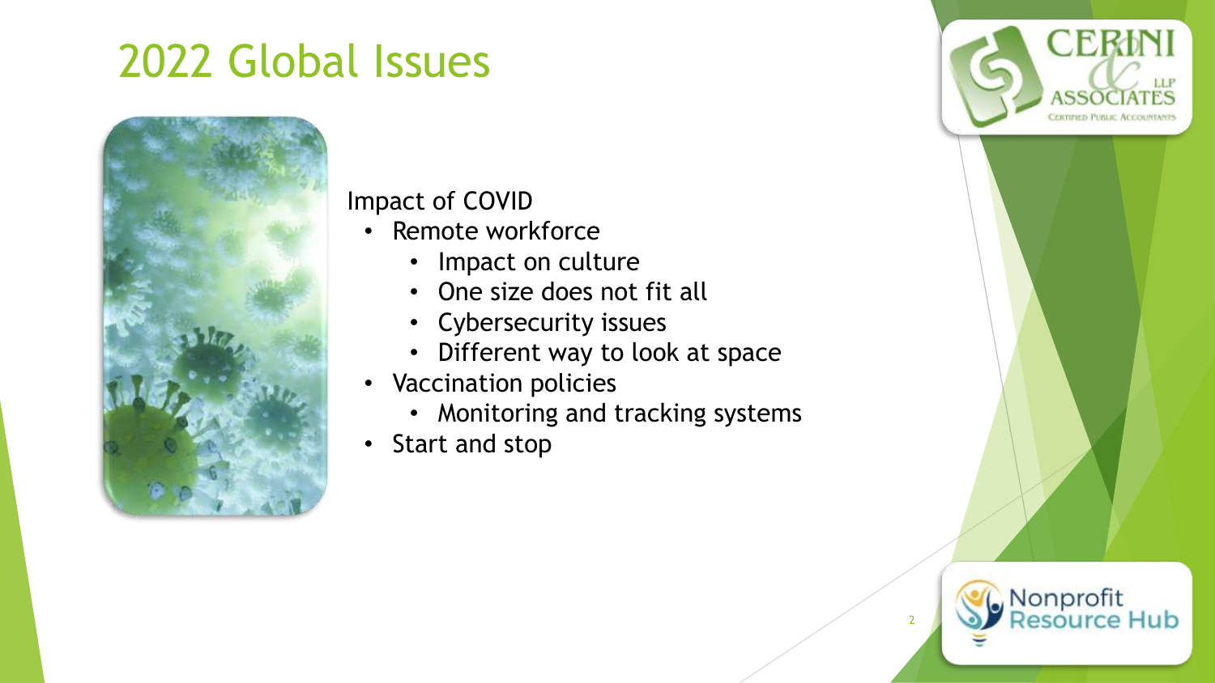# 2022 Global Issues

Impact of COVID

- Remote workforce
  - Impact on culture
  - One size does not fit all
  - Cybersecurity issues
  - Different way to look at space
- Vaccination policies
  - Monitoring and tracking systems
- Start and stop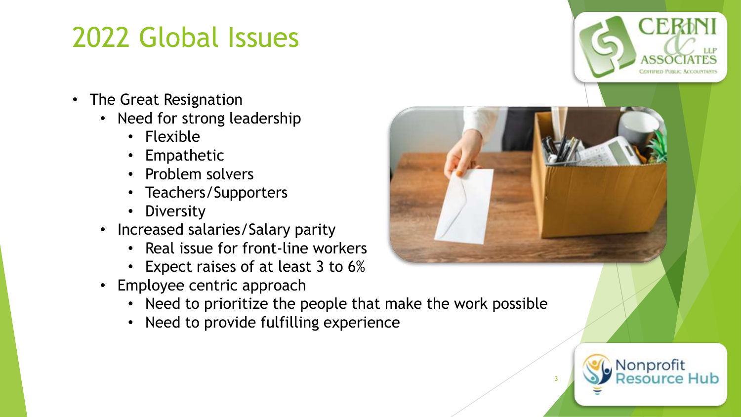# 2022 Global Issues

- The Great Resignation
  - Need for strong leadership
    - Flexible
    - Empathetic
    - Problem solvers
    - Teachers/Supporters
    - Diversity
  - Increased salaries/Salary parity
    - Real issue for front-line workers
    - Expect raises of at least 3 to 6%
  - Employee centric approach
    - Need to prioritize the people that make the work possible
    - Need to provide fulfilling experience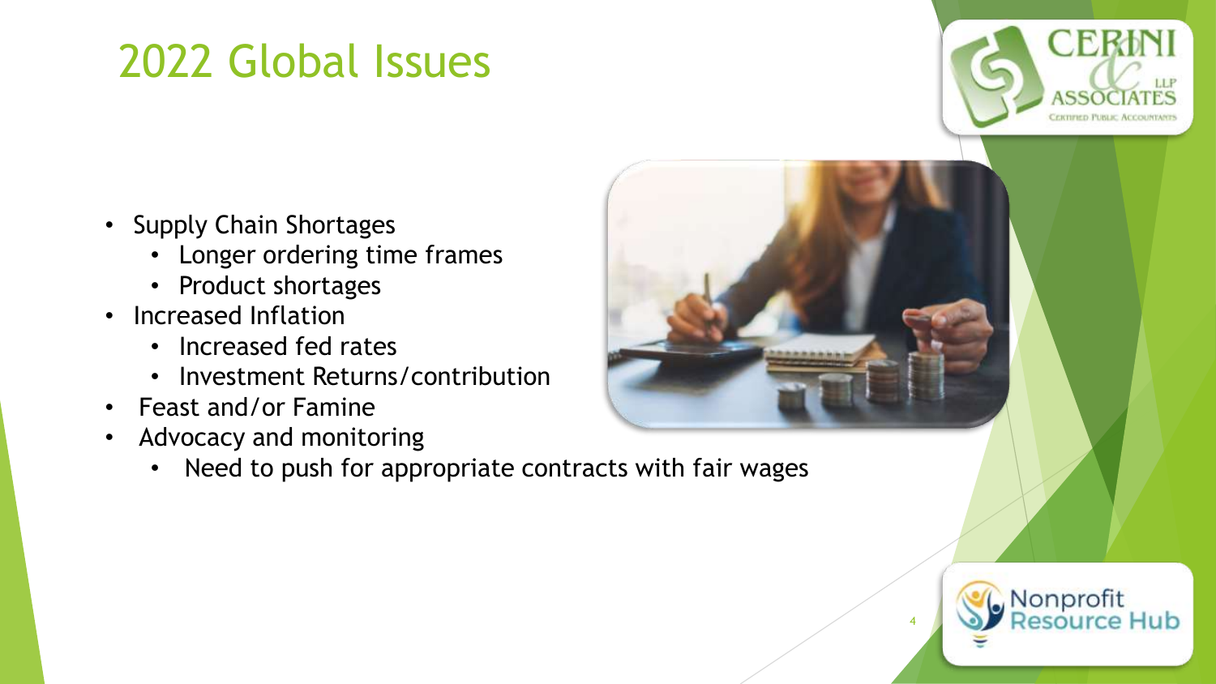# 2022 Global Issues

- Supply Chain Shortages
  - Longer ordering time frames
  - Product shortages
- Increased Inflation
  - Increased fed rates
  - Investment Returns/contribution
- Feast and/or Famine
- Advocacy and monitoring
  - Need to push for appropriate contracts with fair wages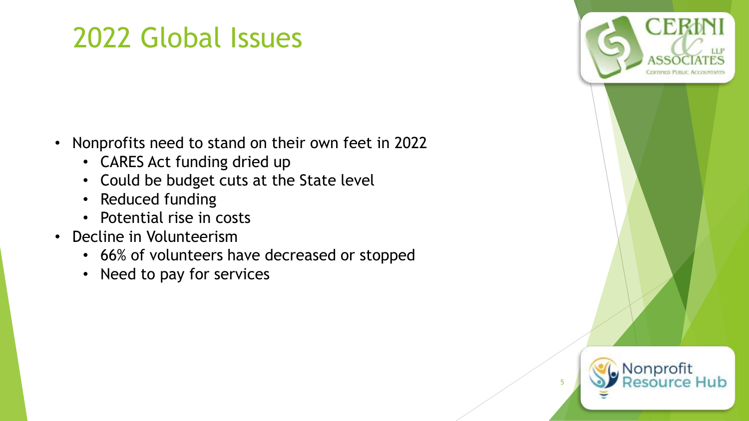# 2022 Global Issues

- Nonprofits need to stand on their own feet in 2022
  - CARES Act funding dried up
  - Could be budget cuts at the State level
  - Reduced funding
  - Potential rise in costs
- Decline in Volunteerism
  - 66% of volunteers have decreased or stopped
  - Need to pay for services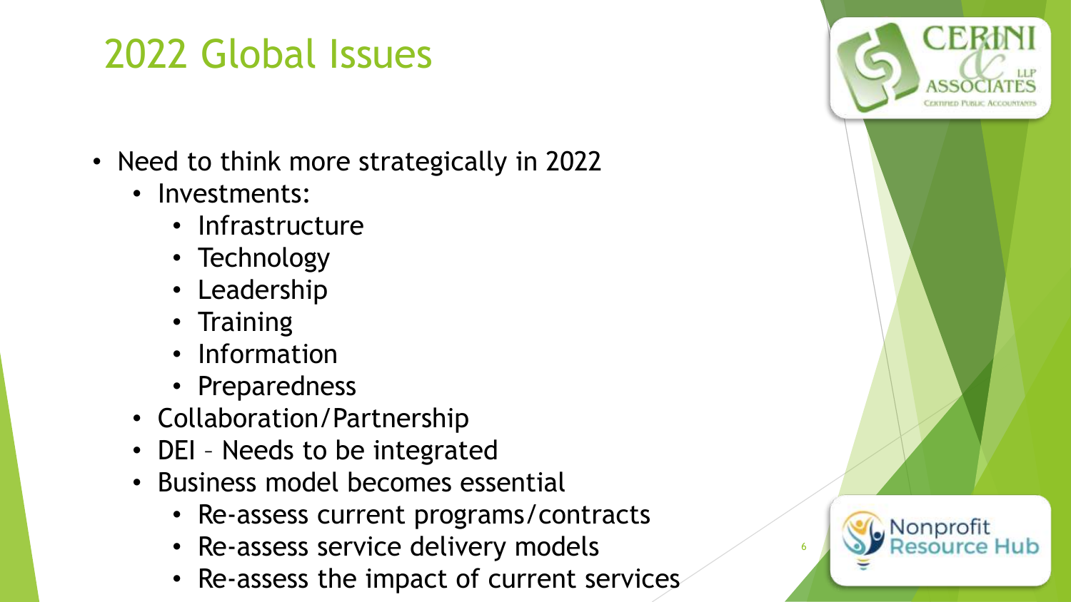# 2022 Global Issues

- Need to think more strategically in 2022
  - Investments:
    - Infrastructure
    - Technology
    - Leadership
    - Training
    - Information
    - Preparedness
  - Collaboration/Partnership
  - DEI – Needs to be integrated
  - Business model becomes essential
    - Re-assess current programs/contracts
    - Re-assess service delivery models
    - Re-assess the impact of current services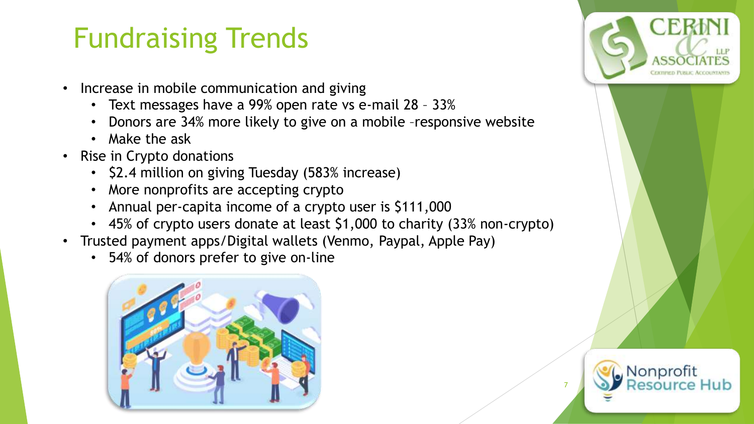# Fundraising Trends

- Increase in mobile communication and giving
  - Text messages have a 99% open rate vs e-mail 28 – 33%
  - Donors are 34% more likely to give on a mobile –responsive website
  - Make the ask
- Rise in Crypto donations
  - $2.4 million on giving Tuesday (583% increase)
  - More nonprofits are accepting crypto
  - Annual per-capita income of a crypto user is $111,000
  - 45% of crypto users donate at least $1,000 to charity (33% non-crypto)
- Trusted payment apps/Digital wallets (Venmo, Paypal, Apple Pay)
  - 54% of donors prefer to give on-line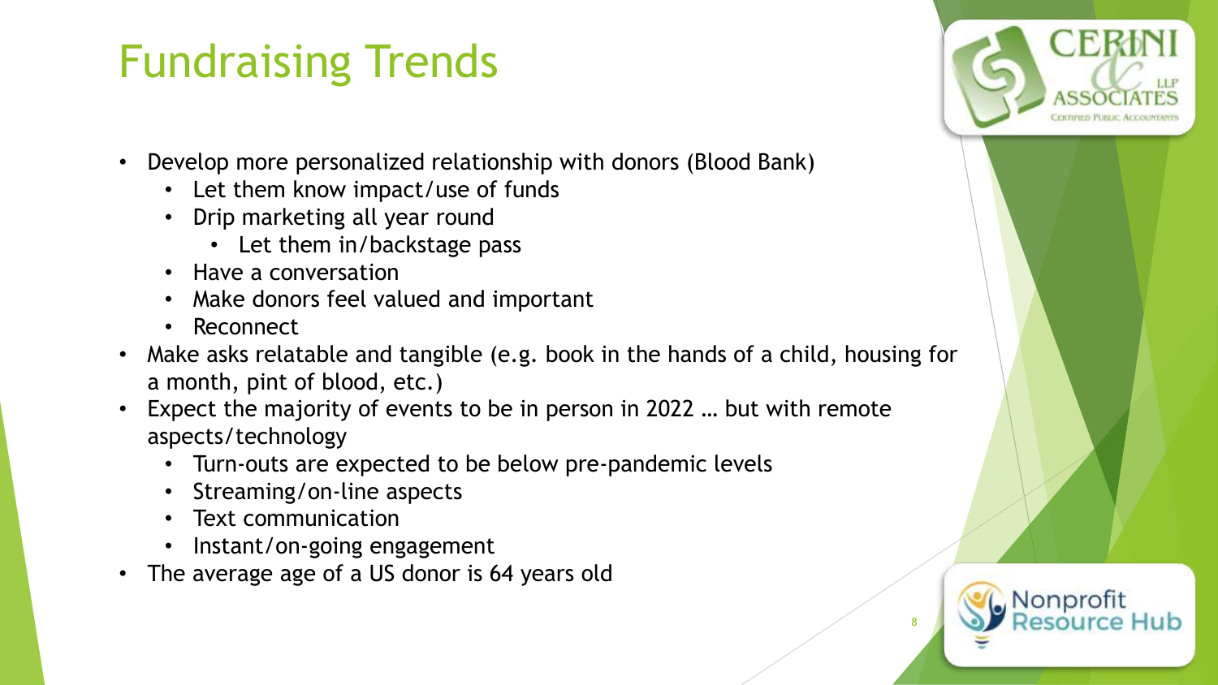# Fundraising Trends

- Develop more personalized relationship with donors (Blood Bank)
  - Let them know impact/use of funds
  - Drip marketing all year round
    - Let them in/backstage pass
  - Have a conversation
  - Make donors feel valued and important
  - Reconnect
- Make asks relatable and tangible (e.g. book in the hands of a child, housing for a month, pint of blood, etc.)
- Expect the majority of events to be in person in 2022 … but with remote aspects/technology
  - Turn-outs are expected to be below pre-pandemic levels
  - Streaming/on-line aspects
  - Text communication
  - Instant/on-going engagement
- The average age of a US donor is 64 years old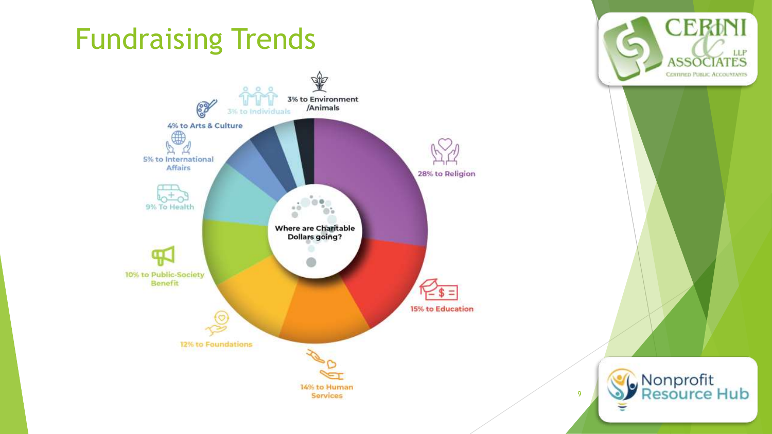# Fundraising Trends

Where are Charitable Dollars going?

- 28% to Religion
- 15% to Education
- 14% to Human Services
- 12% to Foundations
- 10% to Public-Society Benefit
- 9% To Health
- 5% to International Affairs
- 4% to Arts & Culture
- 3% to Individuals
- 3% to Environment /Animals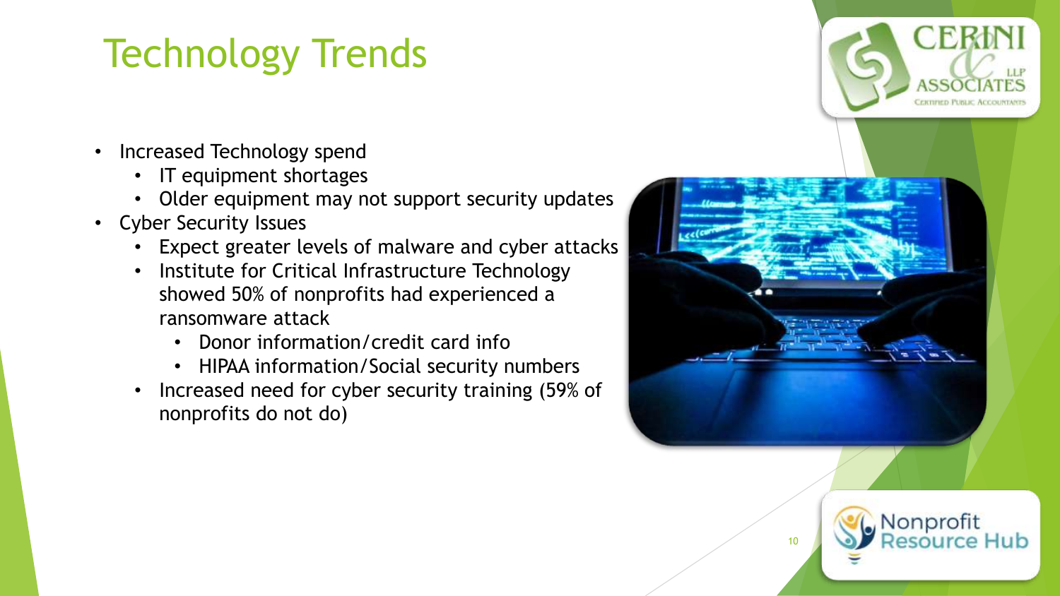# Technology Trends

- Increased Technology spend
  - IT equipment shortages
  - Older equipment may not support security updates
- Cyber Security Issues
  - Expect greater levels of malware and cyber attacks
  - Institute for Critical Infrastructure Technology showed 50% of nonprofits had experienced a ransomware attack
    - Donor information/credit card info
    - HIPAA information/Social security numbers
  - Increased need for cyber security training (59% of nonprofits do not do)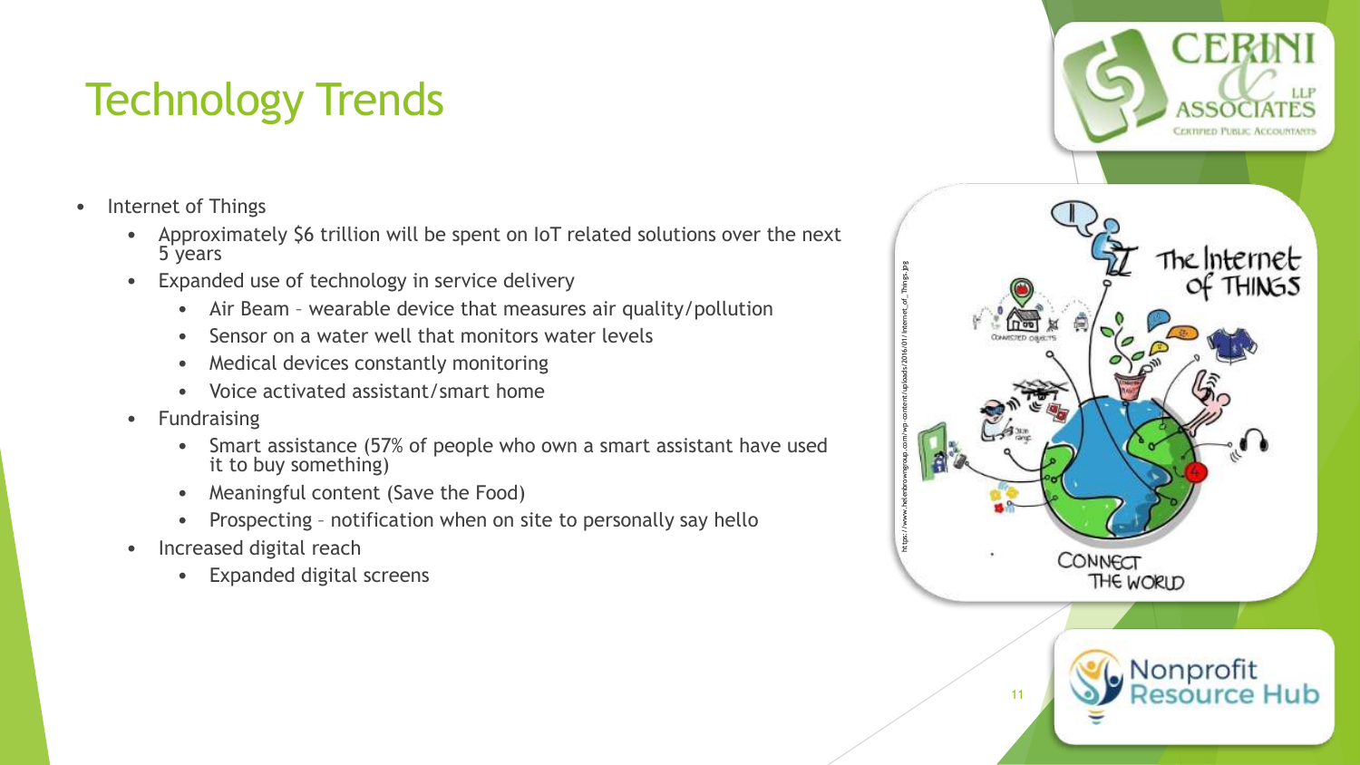# Technology Trends

- Internet of Things
  - Approximately $6 trillion will be spent on IoT related solutions over the next 5 years
  - Expanded use of technology in service delivery
    - Air Beam – wearable device that measures air quality/pollution
    - Sensor on a water well that monitors water levels
    - Medical devices constantly monitoring
    - Voice activated assistant/smart home
  - Fundraising
    - Smart assistance (57% of people who own a smart assistant have used it to buy something)
    - Meaningful content (Save the Food)
    - Prospecting – notification when on site to personally say hello
  - Increased digital reach
    - Expanded digital screens

https://www.helenbrowngroup.com/wp-content/uploads/2016/01/Internet_of_Things.jpg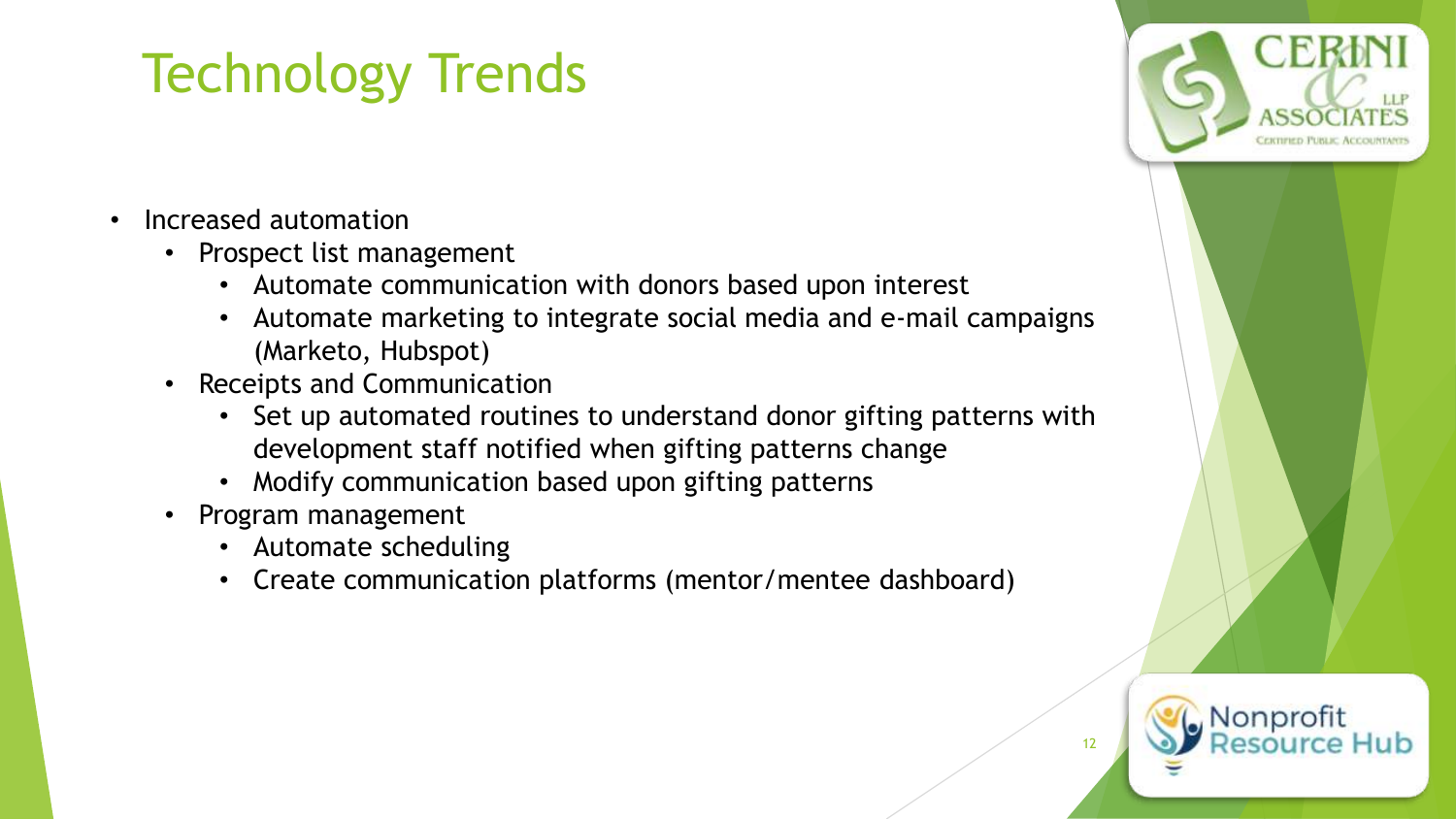# Technology Trends

- Increased automation
  - Prospect list management
    - Automate communication with donors based upon interest
    - Automate marketing to integrate social media and e-mail campaigns (Marketo, Hubspot)
  - Receipts and Communication
    - Set up automated routines to understand donor gifting patterns with development staff notified when gifting patterns change
    - Modify communication based upon gifting patterns
  - Program management
    - Automate scheduling
    - Create communication platforms (mentor/mentee dashboard)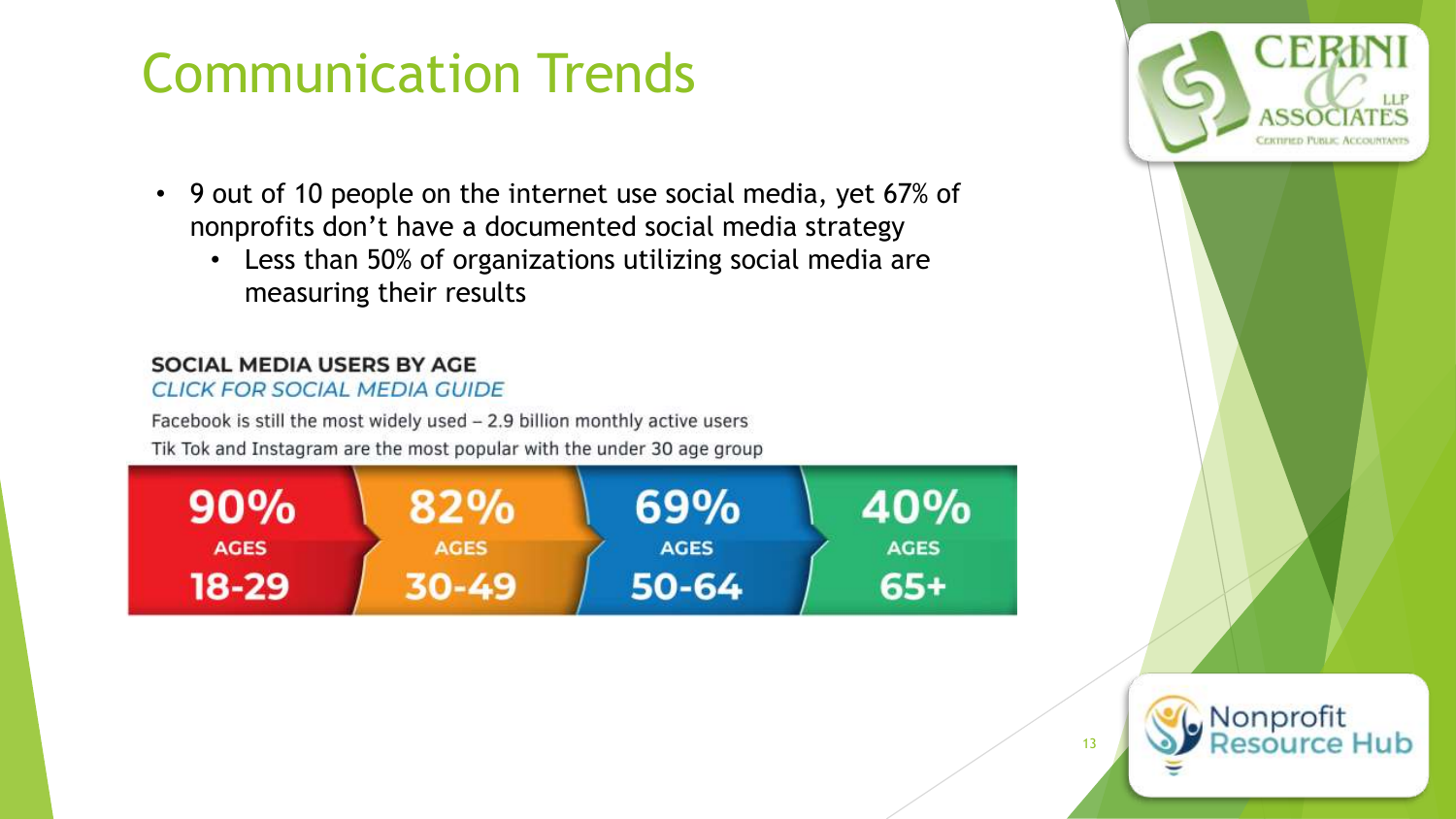# Communication Trends

- 9 out of 10 people on the internet use social media, yet 67% of nonprofits don't have a documented social media strategy
  - Less than 50% of organizations utilizing social media are measuring their results

**SOCIAL MEDIA USERS BY AGE**

*CLICK FOR SOCIAL MEDIA GUIDE*

Facebook is still the most widely used – 2.9 billion monthly active users

Tik Tok and Instagram are the most popular with the under 30 age group

| 90% | 82% | 69% | 40% |
|---|---|---|---|
| AGES 18-29 | AGES 30-49 | AGES 50-64 | AGES 65+ |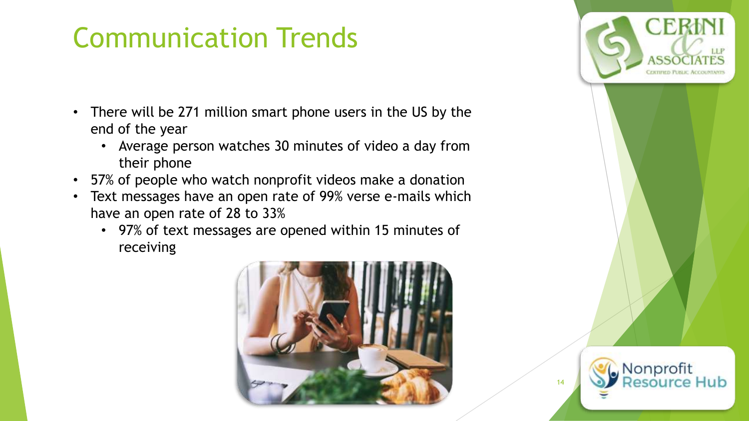# Communication Trends

- There will be 271 million smart phone users in the US by the end of the year
  - Average person watches 30 minutes of video a day from their phone
- 57% of people who watch nonprofit videos make a donation
- Text messages have an open rate of 99% verse e-mails which have an open rate of 28 to 33%
  - 97% of text messages are opened within 15 minutes of receiving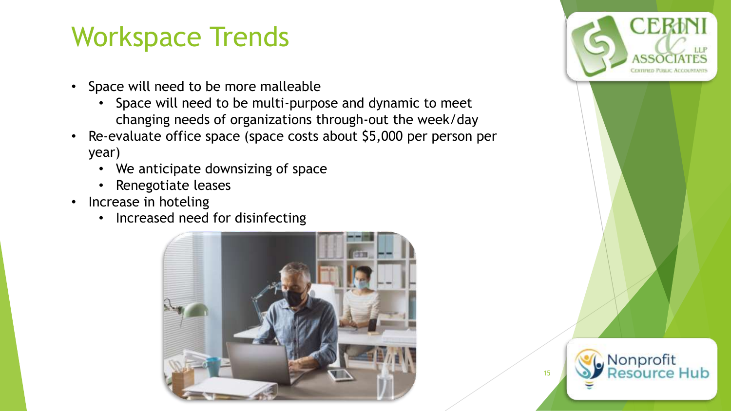# Workspace Trends

- Space will need to be more malleable
  - Space will need to be multi-purpose and dynamic to meet changing needs of organizations through-out the week/day
- Re-evaluate office space (space costs about $5,000 per person per year)
  - We anticipate downsizing of space
  - Renegotiate leases
- Increase in hoteling
  - Increased need for disinfecting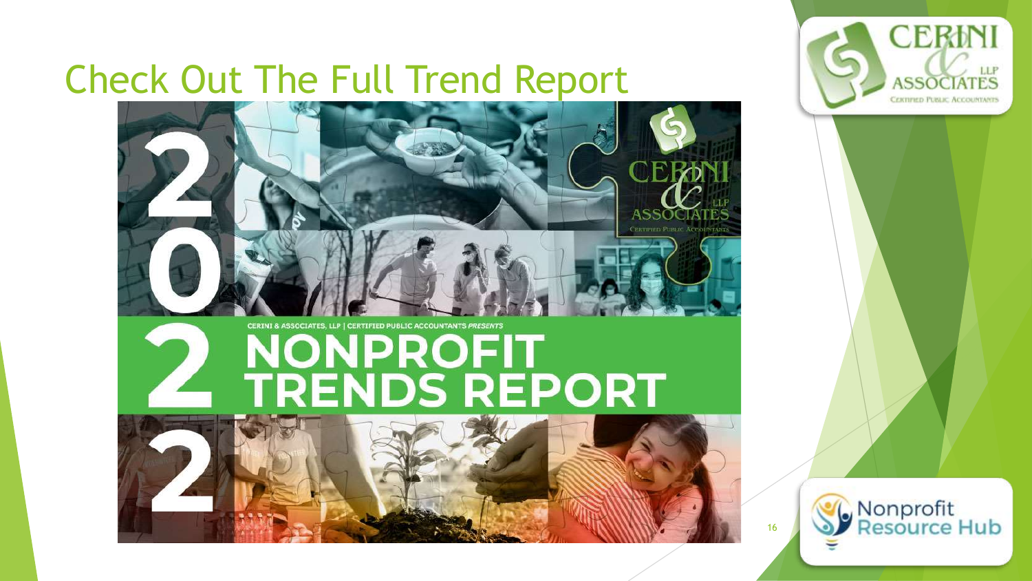# Check Out The Full Trend Report

CERINI & ASSOCIATES, LLP | CERTIFIED PUBLIC ACCOUNTANTS *PRESENTS*

2022 NONPROFIT TRENDS REPORT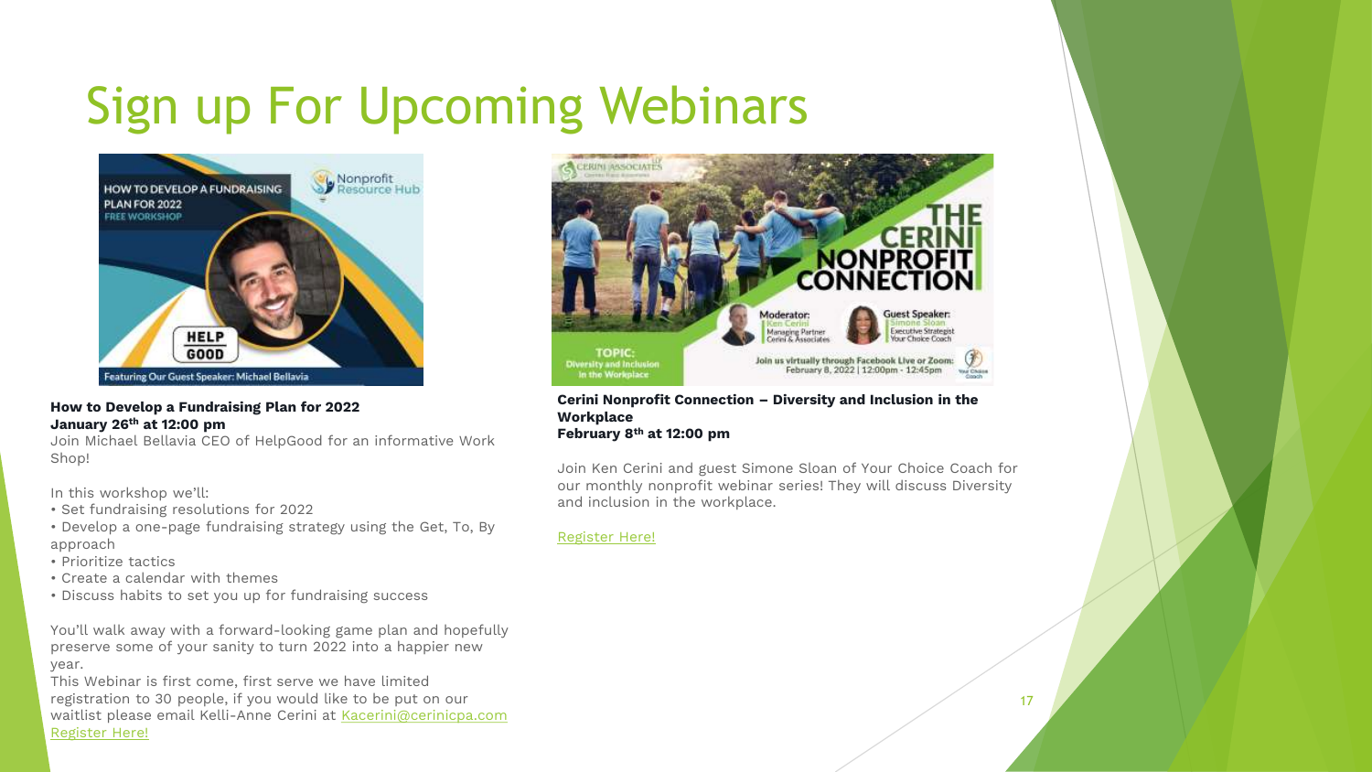# Sign up For Upcoming Webinars

**How to Develop a Fundraising Plan for 2022**
**January 26th at 12:00 pm**

Join Michael Bellavia CEO of HelpGood for an informative Work Shop!

In this workshop we'll:

- Set fundraising resolutions for 2022
- Develop a one-page fundraising strategy using the Get, To, By approach
- Prioritize tactics
- Create a calendar with themes
- Discuss habits to set you up for fundraising success

You'll walk away with a forward-looking game plan and hopefully preserve some of your sanity to turn 2022 into a happier new year.

This Webinar is first come, first serve we have limited registration to 30 people, if you would like to be put on our waitlist please email Kelli-Anne Cerini at Kacerini@cerinicpa.com

Register Here!

**Cerini Nonprofit Connection – Diversity and Inclusion in the Workplace**
**February 8th at 12:00 pm**

Join Ken Cerini and guest Simone Sloan of Your Choice Coach for our monthly nonprofit webinar series! They will discuss Diversity and inclusion in the workplace.

Register Here!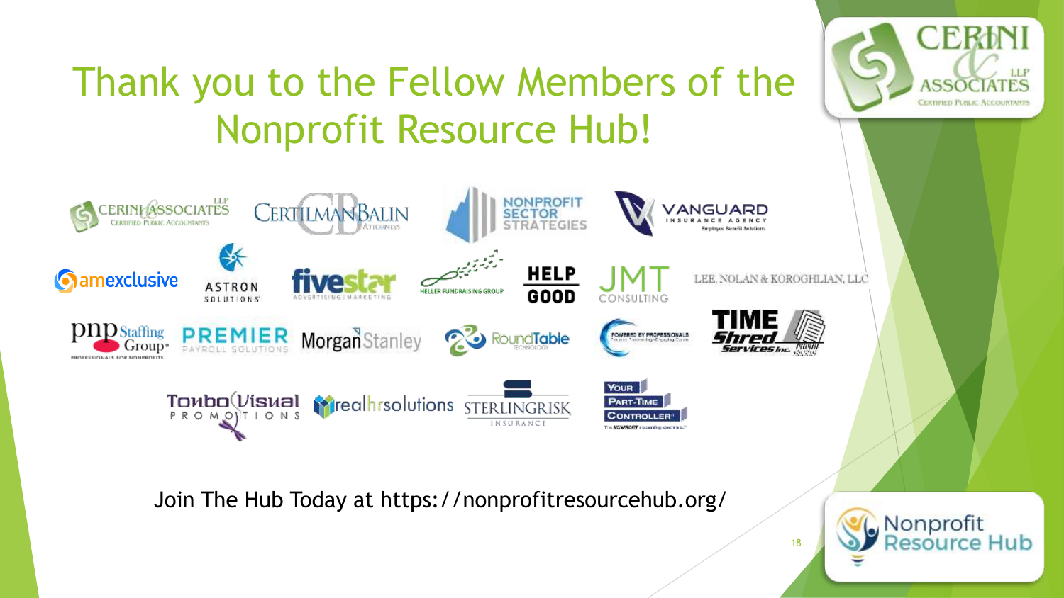# Thank you to the Fellow Members of the Nonprofit Resource Hub!

Join The Hub Today at https://nonprofitresourcehub.org/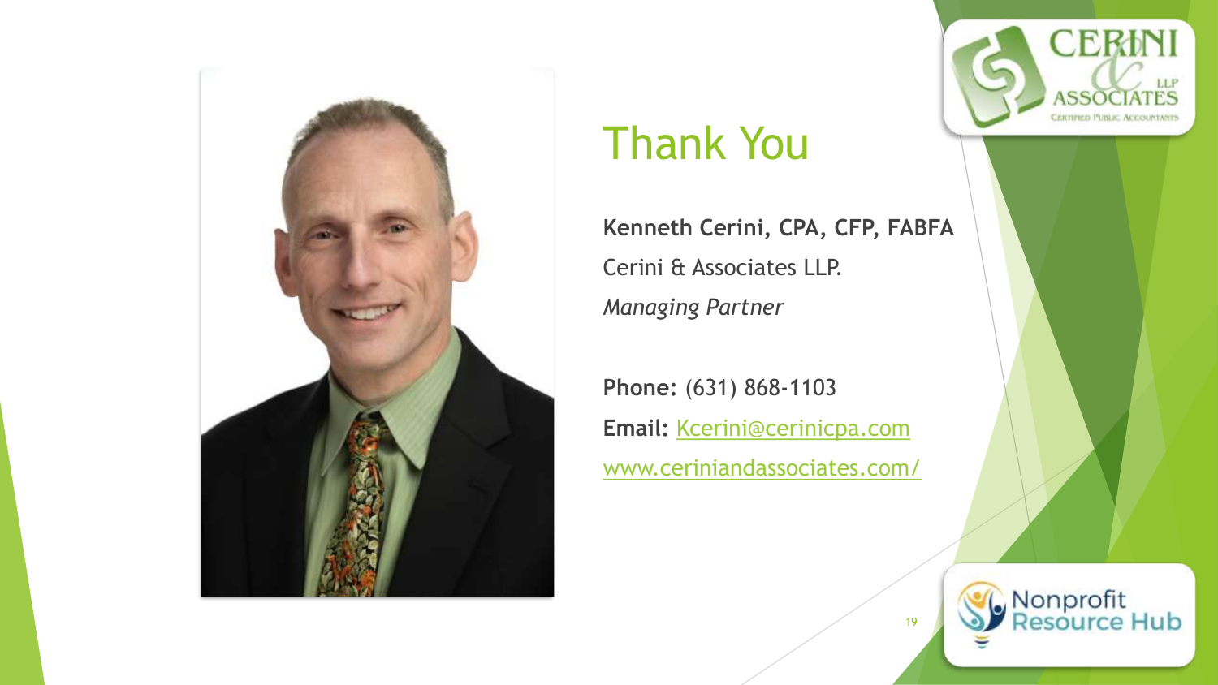# Thank You

**Kenneth Cerini, CPA, CFP, FABFA**

Cerini & Associates LLP.

*Managing Partner*

**Phone:** (631) 868-1103

**Email:** Kcerini@cerinicpa.com

www.ceriniandassociates.com/